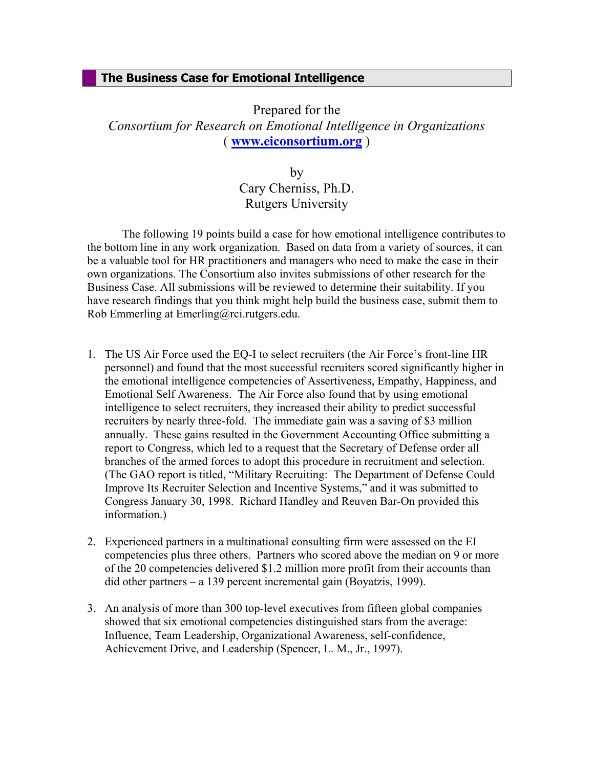# The Business Case for Emotional Intelligence

Prepared for the
*Consortium for Research on Emotional Intelligence in Organizations*
( **www.eiconsortium.org** )

by
Cary Cherniss, Ph.D.
Rutgers University

The following 19 points build a case for how emotional intelligence contributes to the bottom line in any work organization. Based on data from a variety of sources, it can be a valuable tool for HR practitioners and managers who need to make the case in their own organizations. The Consortium also invites submissions of other research for the Business Case. All submissions will be reviewed to determine their suitability. If you have research findings that you think might help build the business case, submit them to Rob Emmerling at Emerling@rci.rutgers.edu.

1. The US Air Force used the EQ-I to select recruiters (the Air Force's front-line HR personnel) and found that the most successful recruiters scored significantly higher in the emotional intelligence competencies of Assertiveness, Empathy, Happiness, and Emotional Self Awareness. The Air Force also found that by using emotional intelligence to select recruiters, they increased their ability to predict successful recruiters by nearly three-fold. The immediate gain was a saving of $3 million annually. These gains resulted in the Government Accounting Office submitting a report to Congress, which led to a request that the Secretary of Defense order all branches of the armed forces to adopt this procedure in recruitment and selection. (The GAO report is titled, "Military Recruiting: The Department of Defense Could Improve Its Recruiter Selection and Incentive Systems," and it was submitted to Congress January 30, 1998. Richard Handley and Reuven Bar-On provided this information.)

2. Experienced partners in a multinational consulting firm were assessed on the EI competencies plus three others. Partners who scored above the median on 9 or more of the 20 competencies delivered $1.2 million more profit from their accounts than did other partners – a 139 percent incremental gain (Boyatzis, 1999).

3. An analysis of more than 300 top-level executives from fifteen global companies showed that six emotional competencies distinguished stars from the average: Influence, Team Leadership, Organizational Awareness, self-confidence, Achievement Drive, and Leadership (Spencer, L. M., Jr., 1997).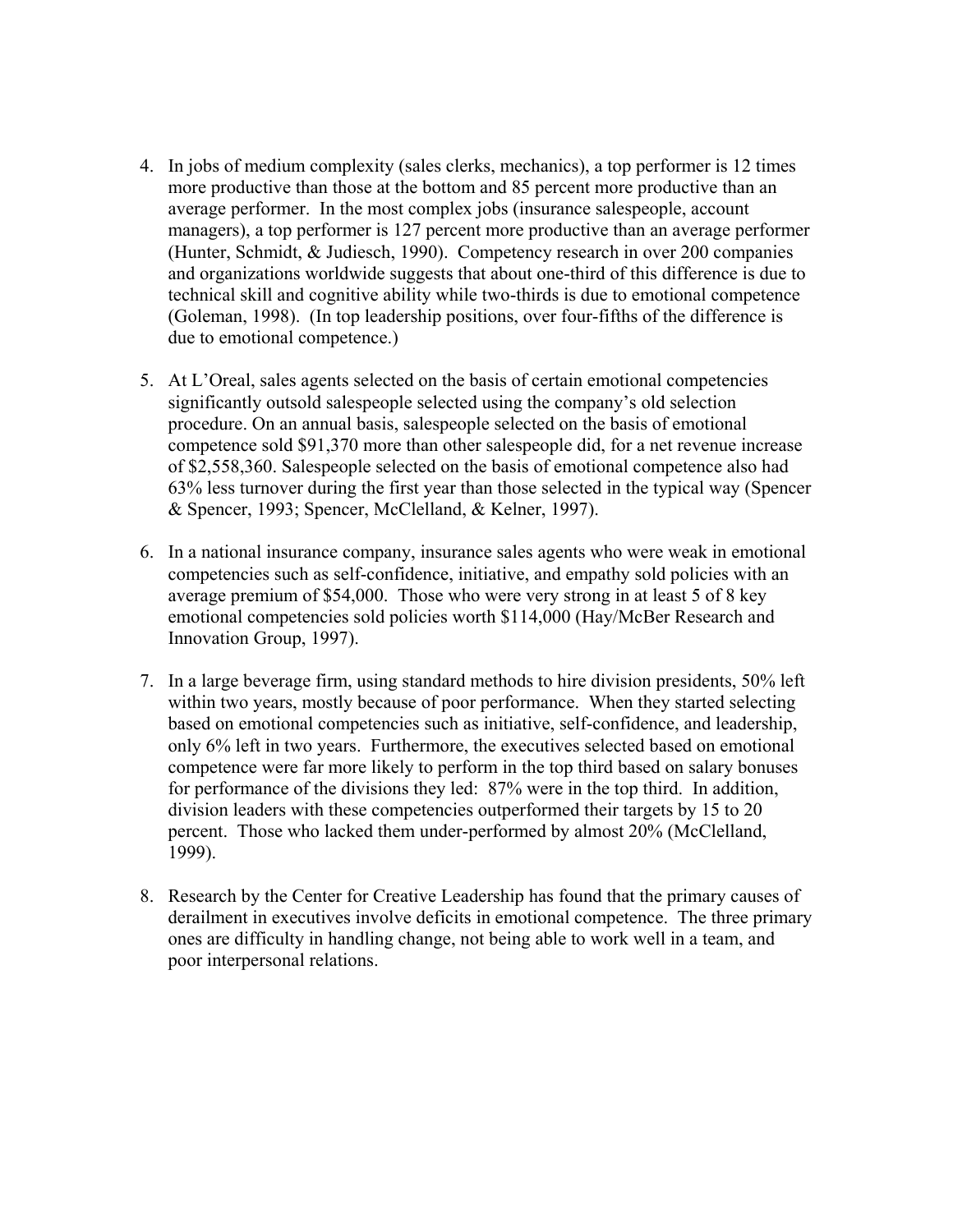4. In jobs of medium complexity (sales clerks, mechanics), a top performer is 12 times more productive than those at the bottom and 85 percent more productive than an average performer. In the most complex jobs (insurance salespeople, account managers), a top performer is 127 percent more productive than an average performer (Hunter, Schmidt, & Judiesch, 1990). Competency research in over 200 companies and organizations worldwide suggests that about one-third of this difference is due to technical skill and cognitive ability while two-thirds is due to emotional competence (Goleman, 1998). (In top leadership positions, over four-fifths of the difference is due to emotional competence.)

5. At L'Oreal, sales agents selected on the basis of certain emotional competencies significantly outsold salespeople selected using the company's old selection procedure. On an annual basis, salespeople selected on the basis of emotional competence sold $91,370 more than other salespeople did, for a net revenue increase of $2,558,360. Salespeople selected on the basis of emotional competence also had 63% less turnover during the first year than those selected in the typical way (Spencer & Spencer, 1993; Spencer, McClelland, & Kelner, 1997).

6. In a national insurance company, insurance sales agents who were weak in emotional competencies such as self-confidence, initiative, and empathy sold policies with an average premium of $54,000. Those who were very strong in at least 5 of 8 key emotional competencies sold policies worth $114,000 (Hay/McBer Research and Innovation Group, 1997).

7. In a large beverage firm, using standard methods to hire division presidents, 50% left within two years, mostly because of poor performance. When they started selecting based on emotional competencies such as initiative, self-confidence, and leadership, only 6% left in two years. Furthermore, the executives selected based on emotional competence were far more likely to perform in the top third based on salary bonuses for performance of the divisions they led: 87% were in the top third. In addition, division leaders with these competencies outperformed their targets by 15 to 20 percent. Those who lacked them under-performed by almost 20% (McClelland, 1999).

8. Research by the Center for Creative Leadership has found that the primary causes of derailment in executives involve deficits in emotional competence. The three primary ones are difficulty in handling change, not being able to work well in a team, and poor interpersonal relations.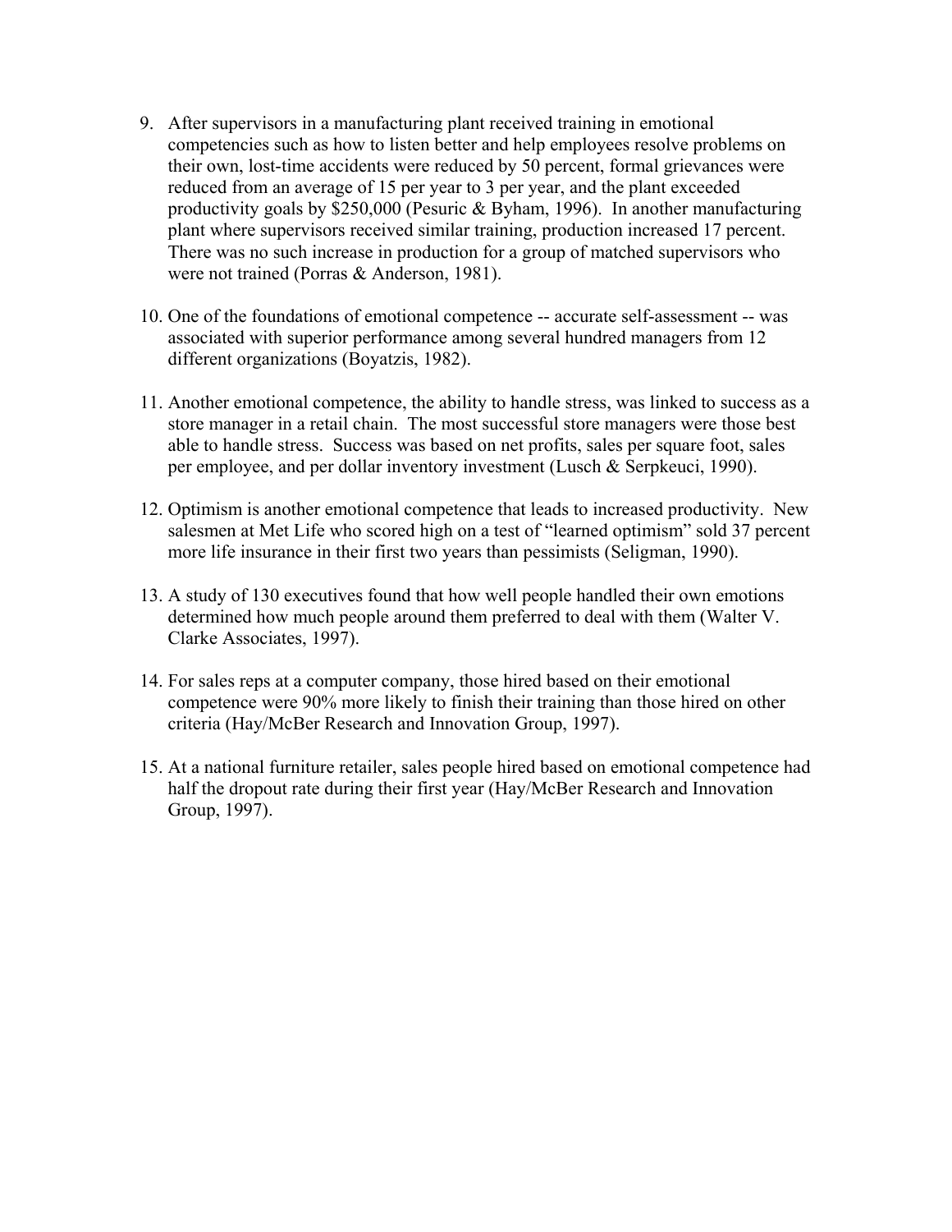9. After supervisors in a manufacturing plant received training in emotional competencies such as how to listen better and help employees resolve problems on their own, lost-time accidents were reduced by 50 percent, formal grievances were reduced from an average of 15 per year to 3 per year, and the plant exceeded productivity goals by $250,000 (Pesuric & Byham, 1996). In another manufacturing plant where supervisors received similar training, production increased 17 percent. There was no such increase in production for a group of matched supervisors who were not trained (Porras & Anderson, 1981).

10. One of the foundations of emotional competence -- accurate self-assessment -- was associated with superior performance among several hundred managers from 12 different organizations (Boyatzis, 1982).

11. Another emotional competence, the ability to handle stress, was linked to success as a store manager in a retail chain. The most successful store managers were those best able to handle stress. Success was based on net profits, sales per square foot, sales per employee, and per dollar inventory investment (Lusch & Serpkeuci, 1990).

12. Optimism is another emotional competence that leads to increased productivity. New salesmen at Met Life who scored high on a test of "learned optimism" sold 37 percent more life insurance in their first two years than pessimists (Seligman, 1990).

13. A study of 130 executives found that how well people handled their own emotions determined how much people around them preferred to deal with them (Walter V. Clarke Associates, 1997).

14. For sales reps at a computer company, those hired based on their emotional competence were 90% more likely to finish their training than those hired on other criteria (Hay/McBer Research and Innovation Group, 1997).

15. At a national furniture retailer, sales people hired based on emotional competence had half the dropout rate during their first year (Hay/McBer Research and Innovation Group, 1997).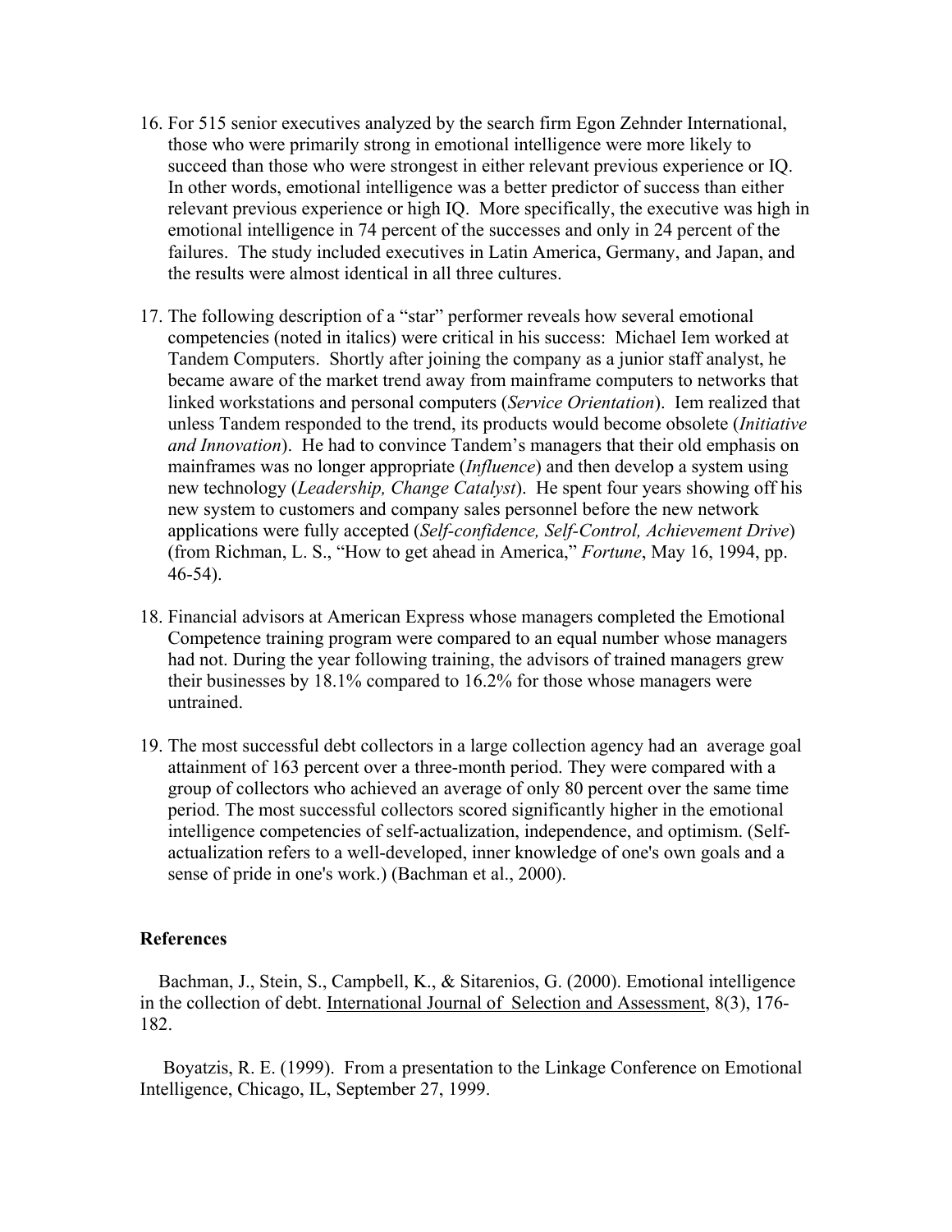16. For 515 senior executives analyzed by the search firm Egon Zehnder International, those who were primarily strong in emotional intelligence were more likely to succeed than those who were strongest in either relevant previous experience or IQ. In other words, emotional intelligence was a better predictor of success than either relevant previous experience or high IQ. More specifically, the executive was high in emotional intelligence in 74 percent of the successes and only in 24 percent of the failures. The study included executives in Latin America, Germany, and Japan, and the results were almost identical in all three cultures.

17. The following description of a "star" performer reveals how several emotional competencies (noted in italics) were critical in his success: Michael Iem worked at Tandem Computers. Shortly after joining the company as a junior staff analyst, he became aware of the market trend away from mainframe computers to networks that linked workstations and personal computers (*Service Orientation*). Iem realized that unless Tandem responded to the trend, its products would become obsolete (*Initiative and Innovation*). He had to convince Tandem's managers that their old emphasis on mainframes was no longer appropriate (*Influence*) and then develop a system using new technology (*Leadership, Change Catalyst*). He spent four years showing off his new system to customers and company sales personnel before the new network applications were fully accepted (*Self-confidence, Self-Control, Achievement Drive*) (from Richman, L. S., "How to get ahead in America," *Fortune*, May 16, 1994, pp. 46-54).

18. Financial advisors at American Express whose managers completed the Emotional Competence training program were compared to an equal number whose managers had not. During the year following training, the advisors of trained managers grew their businesses by 18.1% compared to 16.2% for those whose managers were untrained.

19. The most successful debt collectors in a large collection agency had an average goal attainment of 163 percent over a three-month period. They were compared with a group of collectors who achieved an average of only 80 percent over the same time period. The most successful collectors scored significantly higher in the emotional intelligence competencies of self-actualization, independence, and optimism. (Self-actualization refers to a well-developed, inner knowledge of one's own goals and a sense of pride in one's work.) (Bachman et al., 2000).

## References

Bachman, J., Stein, S., Campbell, K., & Sitarenios, G. (2000). Emotional intelligence in the collection of debt. International Journal of Selection and Assessment, 8(3), 176-182.

Boyatzis, R. E. (1999). From a presentation to the Linkage Conference on Emotional Intelligence, Chicago, IL, September 27, 1999.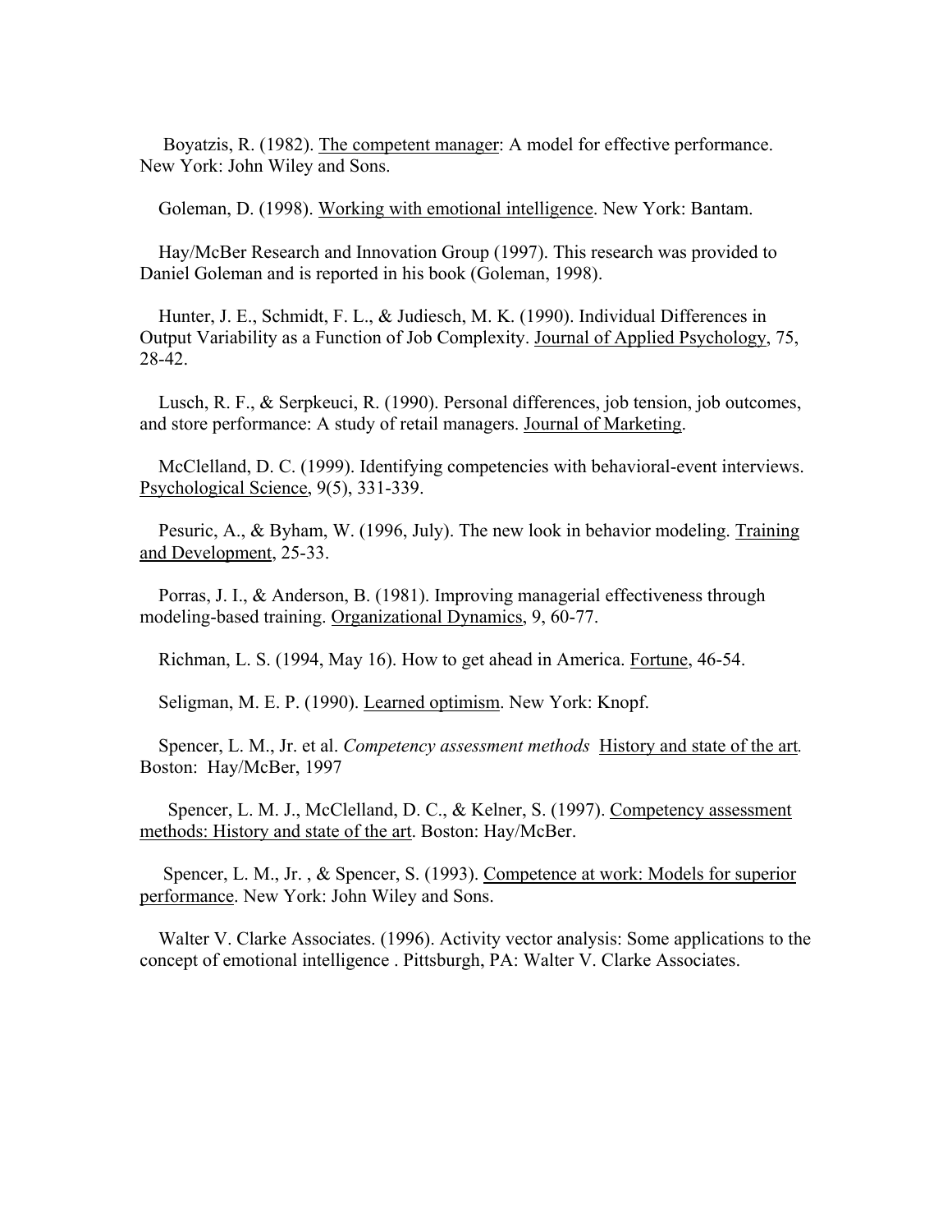Boyatzis, R. (1982). The competent manager: A model for effective performance. New York: John Wiley and Sons.

Goleman, D. (1998). Working with emotional intelligence. New York: Bantam.

Hay/McBer Research and Innovation Group (1997). This research was provided to Daniel Goleman and is reported in his book (Goleman, 1998).

Hunter, J. E., Schmidt, F. L., & Judiesch, M. K. (1990). Individual Differences in Output Variability as a Function of Job Complexity. Journal of Applied Psychology, 75, 28-42.

Lusch, R. F., & Serpkeuci, R. (1990). Personal differences, job tension, job outcomes, and store performance: A study of retail managers. Journal of Marketing.

McClelland, D. C. (1999). Identifying competencies with behavioral-event interviews. Psychological Science, 9(5), 331-339.

Pesuric, A., & Byham, W. (1996, July). The new look in behavior modeling. Training and Development, 25-33.

Porras, J. I., & Anderson, B. (1981). Improving managerial effectiveness through modeling-based training. Organizational Dynamics, 9, 60-77.

Richman, L. S. (1994, May 16). How to get ahead in America. Fortune, 46-54.

Seligman, M. E. P. (1990). Learned optimism. New York: Knopf.

Spencer, L. M., Jr. et al. *Competency assessment methods* History and state of the art. Boston: Hay/McBer, 1997

Spencer, L. M. J., McClelland, D. C., & Kelner, S. (1997). Competency assessment methods: History and state of the art. Boston: Hay/McBer.

Spencer, L. M., Jr. , & Spencer, S. (1993). Competence at work: Models for superior performance. New York: John Wiley and Sons.

Walter V. Clarke Associates. (1996). Activity vector analysis: Some applications to the concept of emotional intelligence . Pittsburgh, PA: Walter V. Clarke Associates.